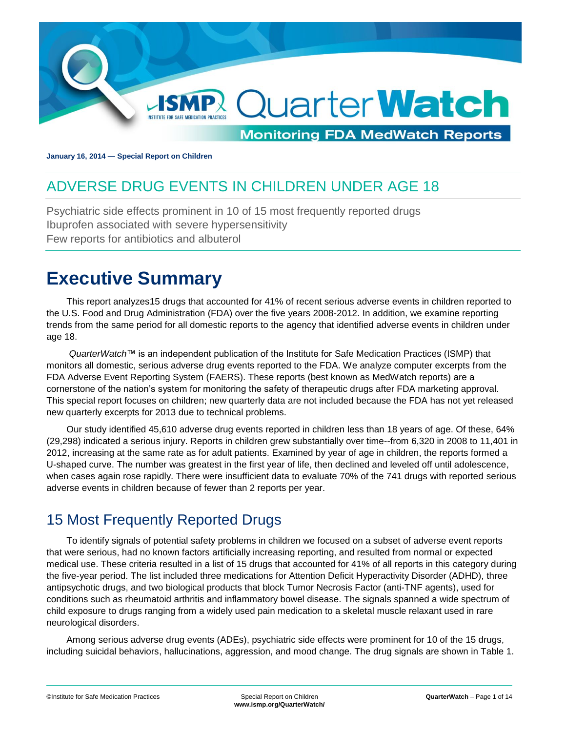# ISMP QuarterWatch

## Monitoring FDA MedWatch Reports

**January 16, 2014 — Special Report on Children**

## ADVERSE DRUG EVENTS IN CHILDREN UNDER AGE 18

Psychiatric side effects prominent in 10 of 15 most frequently reported drugs
Ibuprofen associated with severe hypersensitivity
Few reports for antibiotics and albuterol

# Executive Summary

This report analyzes15 drugs that accounted for 41% of recent serious adverse events in children reported to the U.S. Food and Drug Administration (FDA) over the five years 2008-2012. In addition, we examine reporting trends from the same period for all domestic reports to the agency that identified adverse events in children under age 18.

*QuarterWatch*™ is an independent publication of the Institute for Safe Medication Practices (ISMP) that monitors all domestic, serious adverse drug events reported to the FDA. We analyze computer excerpts from the FDA Adverse Event Reporting System (FAERS). These reports (best known as MedWatch reports) are a cornerstone of the nation's system for monitoring the safety of therapeutic drugs after FDA marketing approval. This special report focuses on children; new quarterly data are not included because the FDA has not yet released new quarterly excerpts for 2013 due to technical problems.

Our study identified 45,610 adverse drug events reported in children less than 18 years of age. Of these, 64% (29,298) indicated a serious injury. Reports in children grew substantially over time--from 6,320 in 2008 to 11,401 in 2012, increasing at the same rate as for adult patients. Examined by year of age in children, the reports formed a U-shaped curve. The number was greatest in the first year of life, then declined and leveled off until adolescence, when cases again rose rapidly. There were insufficient data to evaluate 70% of the 741 drugs with reported serious adverse events in children because of fewer than 2 reports per year.

## 15 Most Frequently Reported Drugs

To identify signals of potential safety problems in children we focused on a subset of adverse event reports that were serious, had no known factors artificially increasing reporting, and resulted from normal or expected medical use. These criteria resulted in a list of 15 drugs that accounted for 41% of all reports in this category during the five-year period. The list included three medications for Attention Deficit Hyperactivity Disorder (ADHD), three antipsychotic drugs, and two biological products that block Tumor Necrosis Factor (anti-TNF agents), used for conditions such as rheumatoid arthritis and inflammatory bowel disease. The signals spanned a wide spectrum of child exposure to drugs ranging from a widely used pain medication to a skeletal muscle relaxant used in rare neurological disorders.

Among serious adverse drug events (ADEs), psychiatric side effects were prominent for 10 of the 15 drugs, including suicidal behaviors, hallucinations, aggression, and mood change. The drug signals are shown in Table 1.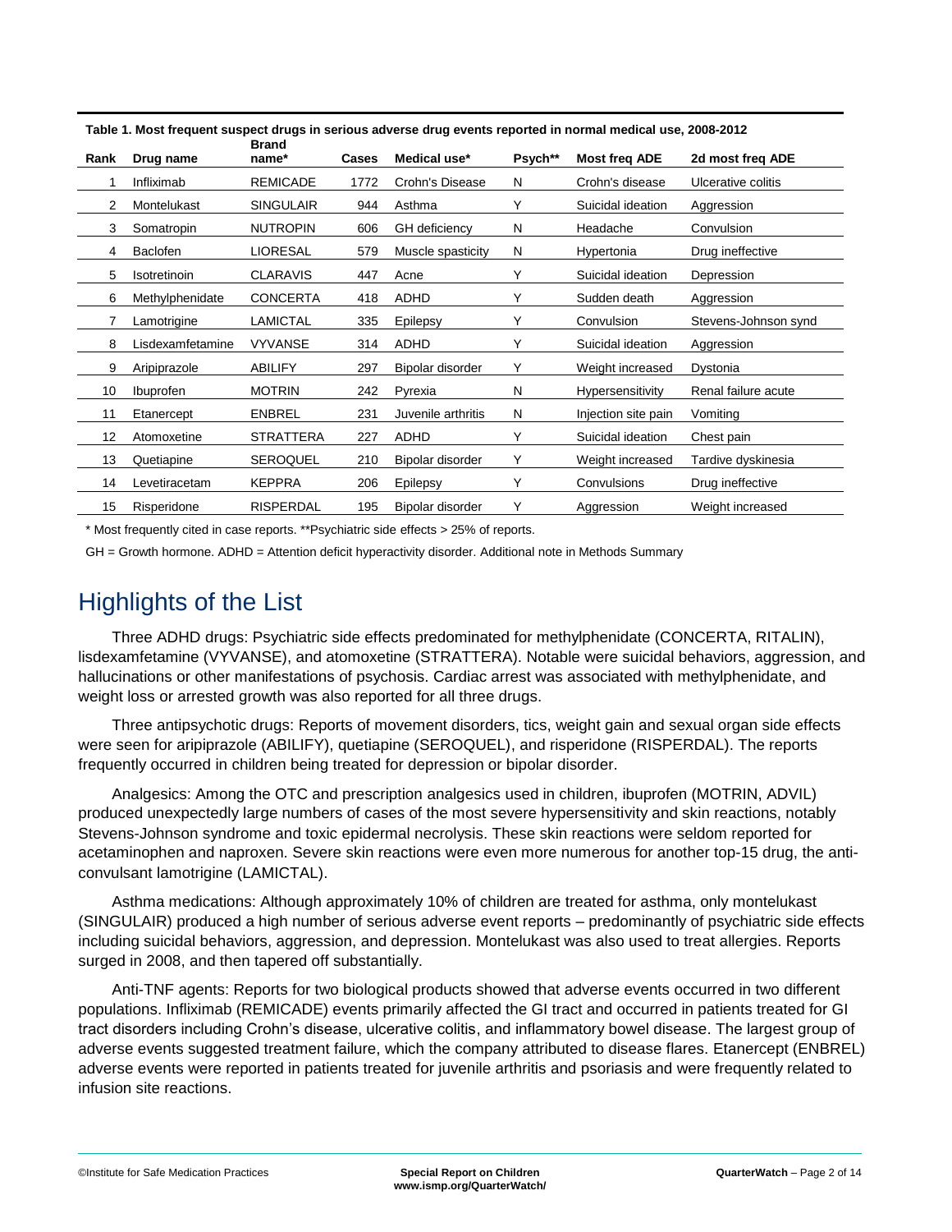**Table 1. Most frequent suspect drugs in serious adverse drug events reported in normal medical use, 2008-2012**

| Rank | Drug name | Brand name* | Cases | Medical use* | Psych** | Most freq ADE | 2d most freq ADE |
|---|---|---|---|---|---|---|---|
| 1 | Infliximab | REMICADE | 1772 | Crohn's Disease | N | Crohn's disease | Ulcerative colitis |
| 2 | Montelukast | SINGULAIR | 944 | Asthma | Y | Suicidal ideation | Aggression |
| 3 | Somatropin | NUTROPIN | 606 | GH deficiency | N | Headache | Convulsion |
| 4 | Baclofen | LIORESAL | 579 | Muscle spasticity | N | Hypertonia | Drug ineffective |
| 5 | Isotretinoin | CLARAVIS | 447 | Acne | Y | Suicidal ideation | Depression |
| 6 | Methylphenidate | CONCERTA | 418 | ADHD | Y | Sudden death | Aggression |
| 7 | Lamotrigine | LAMICTAL | 335 | Epilepsy | Y | Convulsion | Stevens-Johnson synd |
| 8 | Lisdexamfetamine | VYVANSE | 314 | ADHD | Y | Suicidal ideation | Aggression |
| 9 | Aripiprazole | ABILIFY | 297 | Bipolar disorder | Y | Weight increased | Dystonia |
| 10 | Ibuprofen | MOTRIN | 242 | Pyrexia | N | Hypersensitivity | Renal failure acute |
| 11 | Etanercept | ENBREL | 231 | Juvenile arthritis | N | Injection site pain | Vomiting |
| 12 | Atomoxetine | STRATTERA | 227 | ADHD | Y | Suicidal ideation | Chest pain |
| 13 | Quetiapine | SEROQUEL | 210 | Bipolar disorder | Y | Weight increased | Tardive dyskinesia |
| 14 | Levetiracetam | KEPPRA | 206 | Epilepsy | Y | Convulsions | Drug ineffective |
| 15 | Risperidone | RISPERDAL | 195 | Bipolar disorder | Y | Aggression | Weight increased |

\* Most frequently cited in case reports. **Psychiatric side effects > 25% of reports.

GH = Growth hormone. ADHD = Attention deficit hyperactivity disorder. Additional note in Methods Summary

# Highlights of the List

Three ADHD drugs: Psychiatric side effects predominated for methylphenidate (CONCERTA, RITALIN), lisdexamfetamine (VYVANSE), and atomoxetine (STRATTERA). Notable were suicidal behaviors, aggression, and hallucinations or other manifestations of psychosis. Cardiac arrest was associated with methylphenidate, and weight loss or arrested growth was also reported for all three drugs.

Three antipsychotic drugs: Reports of movement disorders, tics, weight gain and sexual organ side effects were seen for aripiprazole (ABILIFY), quetiapine (SEROQUEL), and risperidone (RISPERDAL). The reports frequently occurred in children being treated for depression or bipolar disorder.

Analgesics: Among the OTC and prescription analgesics used in children, ibuprofen (MOTRIN, ADVIL) produced unexpectedly large numbers of cases of the most severe hypersensitivity and skin reactions, notably Stevens-Johnson syndrome and toxic epidermal necrolysis. These skin reactions were seldom reported for acetaminophen and naproxen. Severe skin reactions were even more numerous for another top-15 drug, the anti-convulsant lamotrigine (LAMICTAL).

Asthma medications: Although approximately 10% of children are treated for asthma, only montelukast (SINGULAIR) produced a high number of serious adverse event reports – predominantly of psychiatric side effects including suicidal behaviors, aggression, and depression. Montelukast was also used to treat allergies. Reports surged in 2008, and then tapered off substantially.

Anti-TNF agents: Reports for two biological products showed that adverse events occurred in two different populations. Infliximab (REMICADE) events primarily affected the GI tract and occurred in patients treated for GI tract disorders including Crohn's disease, ulcerative colitis, and inflammatory bowel disease. The largest group of adverse events suggested treatment failure, which the company attributed to disease flares. Etanercept (ENBREL) adverse events were reported in patients treated for juvenile arthritis and psoriasis and were frequently related to infusion site reactions.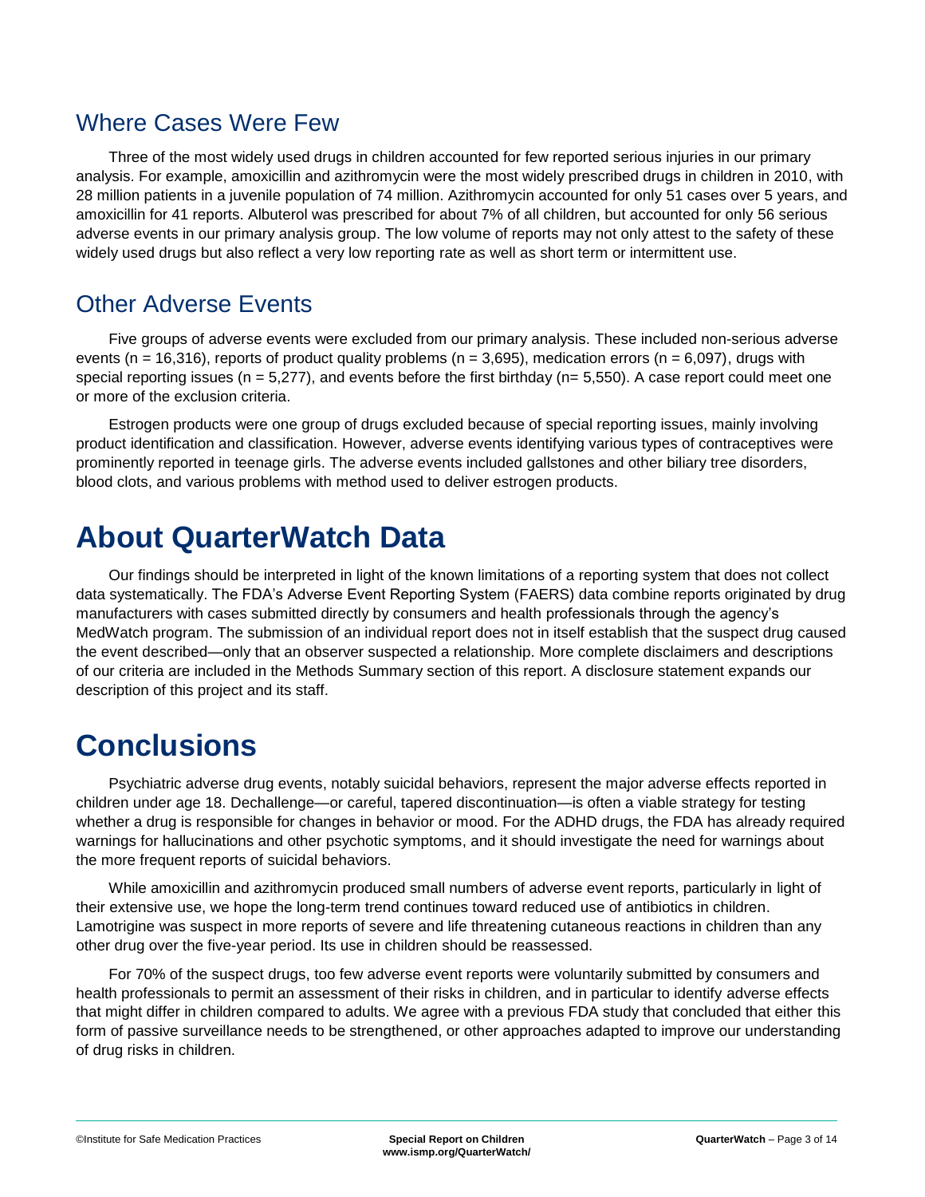## Where Cases Were Few

Three of the most widely used drugs in children accounted for few reported serious injuries in our primary analysis. For example, amoxicillin and azithromycin were the most widely prescribed drugs in children in 2010, with 28 million patients in a juvenile population of 74 million. Azithromycin accounted for only 51 cases over 5 years, and amoxicillin for 41 reports. Albuterol was prescribed for about 7% of all children, but accounted for only 56 serious adverse events in our primary analysis group. The low volume of reports may not only attest to the safety of these widely used drugs but also reflect a very low reporting rate as well as short term or intermittent use.

## Other Adverse Events

Five groups of adverse events were excluded from our primary analysis. These included non-serious adverse events (n = 16,316), reports of product quality problems (n = 3,695), medication errors (n = 6,097), drugs with special reporting issues (n = 5,277), and events before the first birthday (n= 5,550). A case report could meet one or more of the exclusion criteria.

Estrogen products were one group of drugs excluded because of special reporting issues, mainly involving product identification and classification. However, adverse events identifying various types of contraceptives were prominently reported in teenage girls. The adverse events included gallstones and other biliary tree disorders, blood clots, and various problems with method used to deliver estrogen products.

# About QuarterWatch Data

Our findings should be interpreted in light of the known limitations of a reporting system that does not collect data systematically. The FDA's Adverse Event Reporting System (FAERS) data combine reports originated by drug manufacturers with cases submitted directly by consumers and health professionals through the agency's MedWatch program. The submission of an individual report does not in itself establish that the suspect drug caused the event described—only that an observer suspected a relationship. More complete disclaimers and descriptions of our criteria are included in the Methods Summary section of this report. A disclosure statement expands our description of this project and its staff.

# Conclusions

Psychiatric adverse drug events, notably suicidal behaviors, represent the major adverse effects reported in children under age 18. Dechallenge—or careful, tapered discontinuation—is often a viable strategy for testing whether a drug is responsible for changes in behavior or mood. For the ADHD drugs, the FDA has already required warnings for hallucinations and other psychotic symptoms, and it should investigate the need for warnings about the more frequent reports of suicidal behaviors.

While amoxicillin and azithromycin produced small numbers of adverse event reports, particularly in light of their extensive use, we hope the long-term trend continues toward reduced use of antibiotics in children. Lamotrigine was suspect in more reports of severe and life threatening cutaneous reactions in children than any other drug over the five-year period. Its use in children should be reassessed.

For 70% of the suspect drugs, too few adverse event reports were voluntarily submitted by consumers and health professionals to permit an assessment of their risks in children, and in particular to identify adverse effects that might differ in children compared to adults. We agree with a previous FDA study that concluded that either this form of passive surveillance needs to be strengthened, or other approaches adapted to improve our understanding of drug risks in children.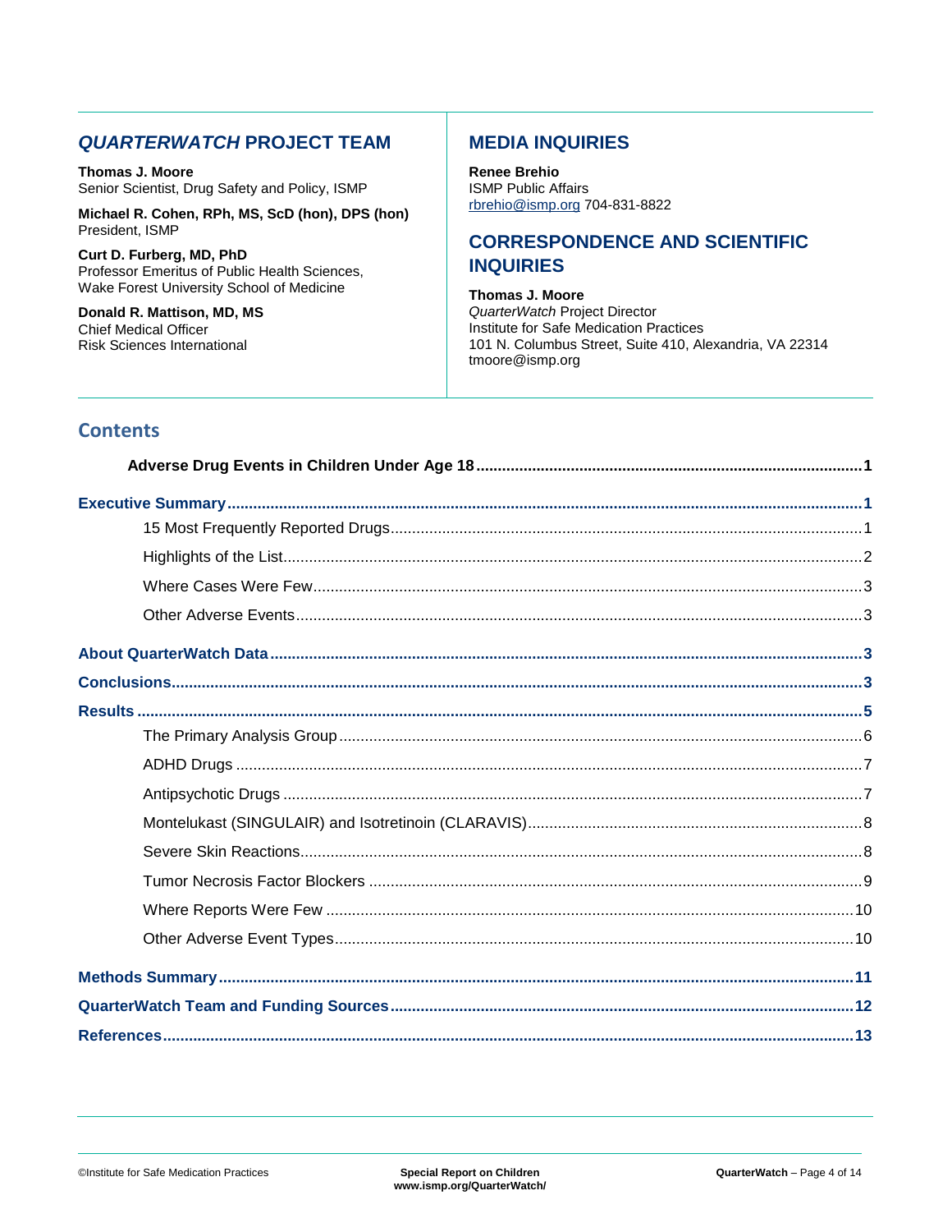## *QUARTERWATCH* PROJECT TEAM

**Thomas J. Moore**
Senior Scientist, Drug Safety and Policy, ISMP

**Michael R. Cohen, RPh, MS, ScD (hon), DPS (hon)**
President, ISMP

**Curt D. Furberg, MD, PhD**
Professor Emeritus of Public Health Sciences,
Wake Forest University School of Medicine

**Donald R. Mattison, MD, MS**
Chief Medical Officer
Risk Sciences International

## MEDIA INQUIRIES

**Renee Brehio**
ISMP Public Affairs
rbrehio@ismp.org 704-831-8822

## CORRESPONDENCE AND SCIENTIFIC INQUIRIES

**Thomas J. Moore**
*QuarterWatch* Project Director
Institute for Safe Medication Practices
101 N. Columbus Street, Suite 410, Alexandria, VA 22314
tmoore@ismp.org

## Contents

**Adverse Drug Events in Children Under Age 18** ........ 1

**Executive Summary** ........ 1
- 15 Most Frequently Reported Drugs ........ 1
- Highlights of the List ........ 2
- Where Cases Were Few ........ 3
- Other Adverse Events ........ 3

**About QuarterWatch Data** ........ 3

**Conclusions** ........ 3

**Results** ........ 5
- The Primary Analysis Group ........ 6
- ADHD Drugs ........ 7
- Antipsychotic Drugs ........ 7
- Montelukast (SINGULAIR) and Isotretinoin (CLARAVIS) ........ 8
- Severe Skin Reactions ........ 8
- Tumor Necrosis Factor Blockers ........ 9
- Where Reports Were Few ........ 10
- Other Adverse Event Types ........ 10

**Methods Summary** ........ 11

**QuarterWatch Team and Funding Sources** ........ 12

**References** ........ 13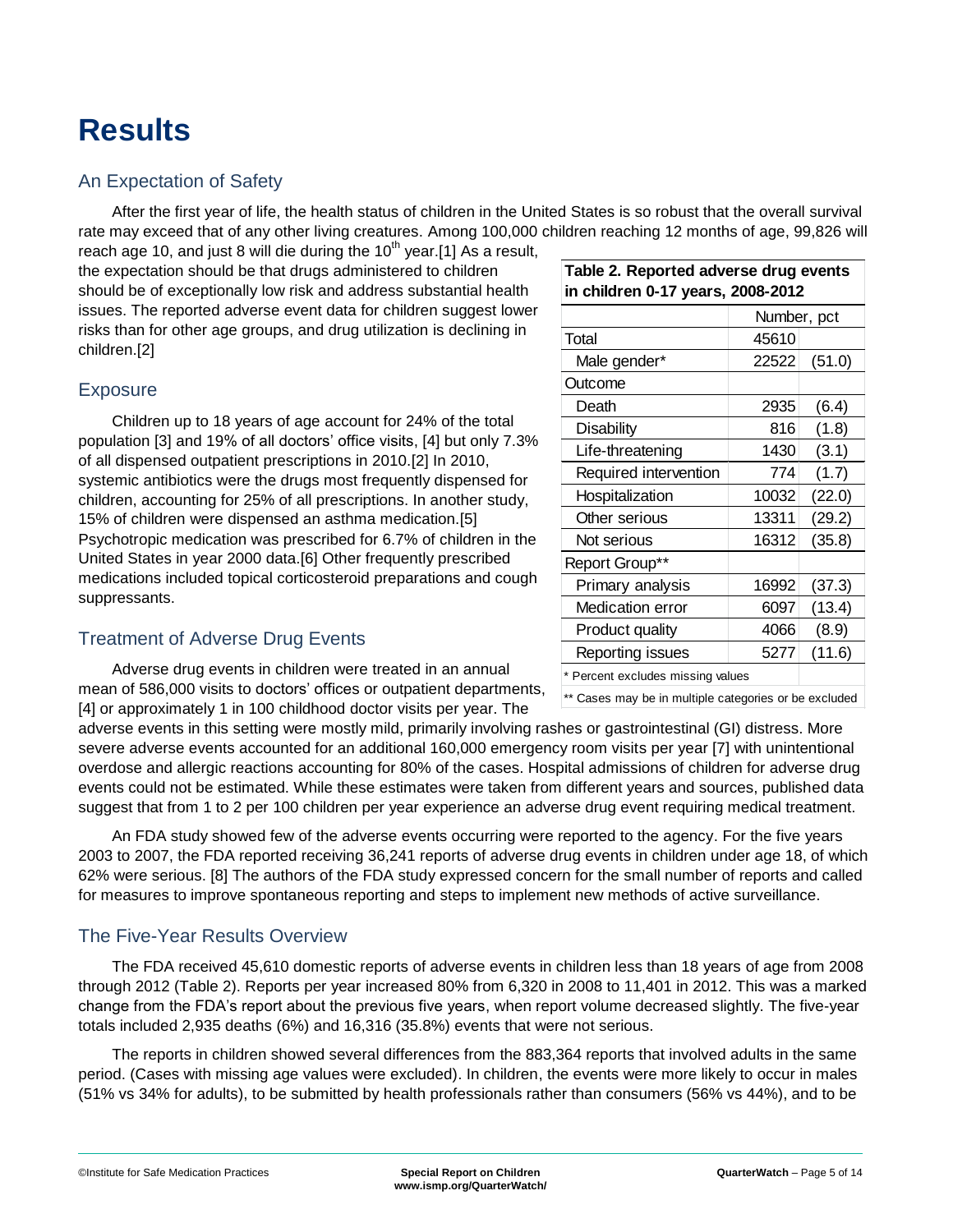# Results

## An Expectation of Safety

After the first year of life, the health status of children in the United States is so robust that the overall survival rate may exceed that of any other living creatures. Among 100,000 children reaching 12 months of age, 99,826 will reach age 10, and just 8 will die during the 10th year.[1] As a result, the expectation should be that drugs administered to children should be of exceptionally low risk and address substantial health issues. The reported adverse event data for children suggest lower risks than for other age groups, and drug utilization is declining in children.[2]

**Table 2. Reported adverse drug events in children 0-17 years, 2008-2012**

| | Number, pct | |
|---|---|---|
| Total | 45610 | |
| Male gender* | 22522 | (51.0) |
| Outcome | | |
| Death | 2935 | (6.4) |
| Disability | 816 | (1.8) |
| Life-threatening | 1430 | (3.1) |
| Required intervention | 774 | (1.7) |
| Hospitalization | 10032 | (22.0) |
| Other serious | 13311 | (29.2) |
| Not serious | 16312 | (35.8) |
| Report Group** | | |
| Primary analysis | 16992 | (37.3) |
| Medication error | 6097 | (13.4) |
| Product quality | 4066 | (8.9) |
| Reporting issues | 5277 | (11.6) |

\* Percent excludes missing values

** Cases may be in multiple categories or be excluded

## Exposure

Children up to 18 years of age account for 24% of the total population [3] and 19% of all doctors' office visits, [4] but only 7.3% of all dispensed outpatient prescriptions in 2010.[2] In 2010, systemic antibiotics were the drugs most frequently dispensed for children, accounting for 25% of all prescriptions. In another study, 15% of children were dispensed an asthma medication.[5] Psychotropic medication was prescribed for 6.7% of children in the United States in year 2000 data.[6] Other frequently prescribed medications included topical corticosteroid preparations and cough suppressants.

## Treatment of Adverse Drug Events

Adverse drug events in children were treated in an annual mean of 586,000 visits to doctors' offices or outpatient departments, [4] or approximately 1 in 100 childhood doctor visits per year. The adverse events in this setting were mostly mild, primarily involving rashes or gastrointestinal (GI) distress. More severe adverse events accounted for an additional 160,000 emergency room visits per year [7] with unintentional overdose and allergic reactions accounting for 80% of the cases. Hospital admissions of children for adverse drug events could not be estimated. While these estimates were taken from different years and sources, published data suggest that from 1 to 2 per 100 children per year experience an adverse drug event requiring medical treatment.

An FDA study showed few of the adverse events occurring were reported to the agency. For the five years 2003 to 2007, the FDA reported receiving 36,241 reports of adverse drug events in children under age 18, of which 62% were serious. [8] The authors of the FDA study expressed concern for the small number of reports and called for measures to improve spontaneous reporting and steps to implement new methods of active surveillance.

## The Five-Year Results Overview

The FDA received 45,610 domestic reports of adverse events in children less than 18 years of age from 2008 through 2012 (Table 2). Reports per year increased 80% from 6,320 in 2008 to 11,401 in 2012. This was a marked change from the FDA's report about the previous five years, when report volume decreased slightly. The five-year totals included 2,935 deaths (6%) and 16,316 (35.8%) events that were not serious.

The reports in children showed several differences from the 883,364 reports that involved adults in the same period. (Cases with missing age values were excluded). In children, the events were more likely to occur in males (51% vs 34% for adults), to be submitted by health professionals rather than consumers (56% vs 44%), and to be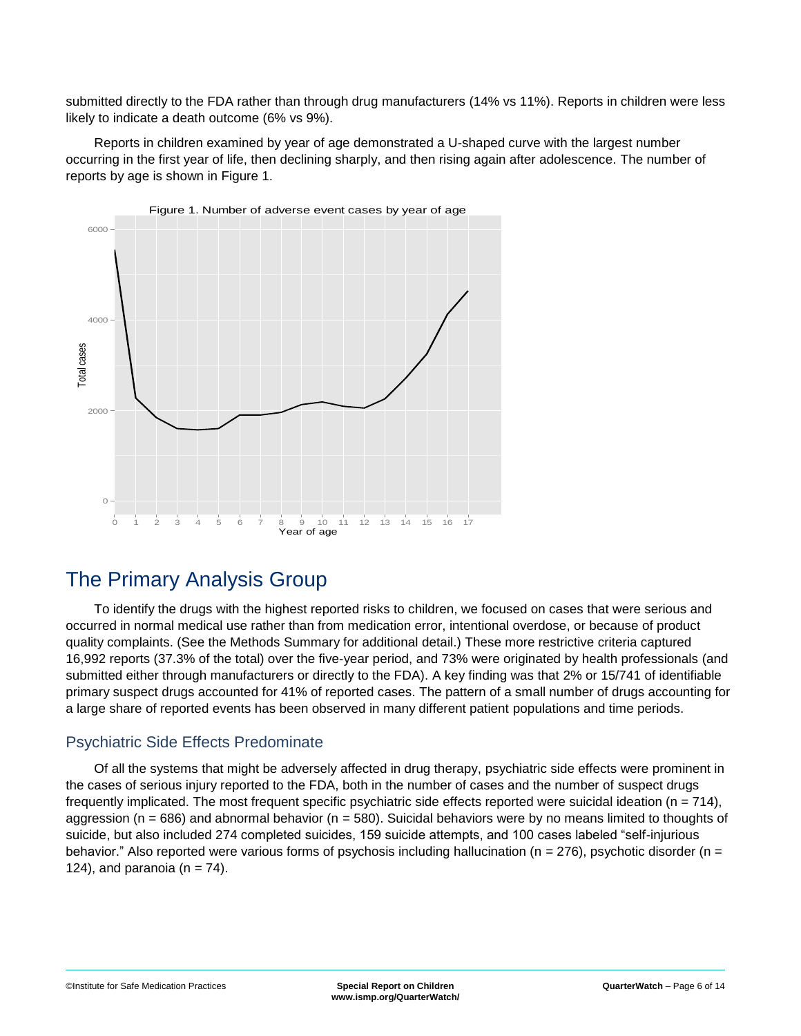submitted directly to the FDA rather than through drug manufacturers (14% vs 11%). Reports in children were less likely to indicate a death outcome (6% vs 9%).

Reports in children examined by year of age demonstrated a U-shaped curve with the largest number occurring in the first year of life, then declining sharply, and then rising again after adolescence. The number of reports by age is shown in Figure 1.

Figure 1. Number of adverse event cases by year of age

# The Primary Analysis Group

To identify the drugs with the highest reported risks to children, we focused on cases that were serious and occurred in normal medical use rather than from medication error, intentional overdose, or because of product quality complaints. (See the Methods Summary for additional detail.) These more restrictive criteria captured 16,992 reports (37.3% of the total) over the five-year period, and 73% were originated by health professionals (and submitted either through manufacturers or directly to the FDA). A key finding was that 2% or 15/741 of identifiable primary suspect drugs accounted for 41% of reported cases. The pattern of a small number of drugs accounting for a large share of reported events has been observed in many different patient populations and time periods.

## Psychiatric Side Effects Predominate

Of all the systems that might be adversely affected in drug therapy, psychiatric side effects were prominent in the cases of serious injury reported to the FDA, both in the number of cases and the number of suspect drugs frequently implicated. The most frequent specific psychiatric side effects reported were suicidal ideation (n = 714), aggression (n = 686) and abnormal behavior (n = 580). Suicidal behaviors were by no means limited to thoughts of suicide, but also included 274 completed suicides, 159 suicide attempts, and 100 cases labeled "self-injurious behavior." Also reported were various forms of psychosis including hallucination (n = 276), psychotic disorder (n = 124), and paranoia (n = 74).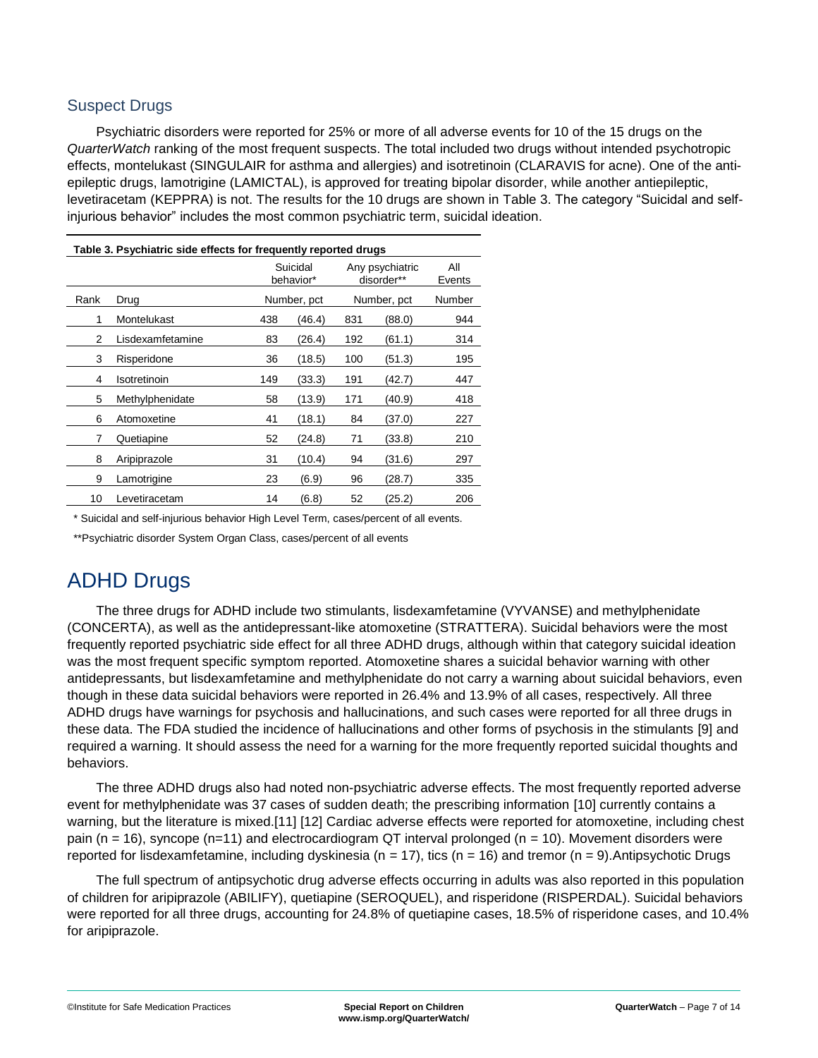## Suspect Drugs

Psychiatric disorders were reported for 25% or more of all adverse events for 10 of the 15 drugs on the *QuarterWatch* ranking of the most frequent suspects. The total included two drugs without intended psychotropic effects, montelukast (SINGULAIR for asthma and allergies) and isotretinoin (CLARAVIS for acne). One of the anti-epileptic drugs, lamotrigine (LAMICTAL), is approved for treating bipolar disorder, while another antiepileptic, levetiracetam (KEPPRA) is not. The results for the 10 drugs are shown in Table 3. The category "Suicidal and self-injurious behavior" includes the most common psychiatric term, suicidal ideation.

**Table 3. Psychiatric side effects for frequently reported drugs**

| | | Suicidal behavior* | | Any psychiatric disorder** | | All Events |
|---|---|---|---|---|---|---|
| Rank | Drug | Number, pct | | Number, pct | | Number |
| 1 | Montelukast | 438 | (46.4) | 831 | (88.0) | 944 |
| 2 | Lisdexamfetamine | 83 | (26.4) | 192 | (61.1) | 314 |
| 3 | Risperidone | 36 | (18.5) | 100 | (51.3) | 195 |
| 4 | Isotretinoin | 149 | (33.3) | 191 | (42.7) | 447 |
| 5 | Methylphenidate | 58 | (13.9) | 171 | (40.9) | 418 |
| 6 | Atomoxetine | 41 | (18.1) | 84 | (37.0) | 227 |
| 7 | Quetiapine | 52 | (24.8) | 71 | (33.8) | 210 |
| 8 | Aripiprazole | 31 | (10.4) | 94 | (31.6) | 297 |
| 9 | Lamotrigine | 23 | (6.9) | 96 | (28.7) | 335 |
| 10 | Levetiracetam | 14 | (6.8) | 52 | (25.2) | 206 |

\* Suicidal and self-injurious behavior High Level Term, cases/percent of all events.

\*\*Psychiatric disorder System Organ Class, cases/percent of all events

# ADHD Drugs

The three drugs for ADHD include two stimulants, lisdexamfetamine (VYVANSE) and methylphenidate (CONCERTA), as well as the antidepressant-like atomoxetine (STRATTERA). Suicidal behaviors were the most frequently reported psychiatric side effect for all three ADHD drugs, although within that category suicidal ideation was the most frequent specific symptom reported. Atomoxetine shares a suicidal behavior warning with other antidepressants, but lisdexamfetamine and methylphenidate do not carry a warning about suicidal behaviors, even though in these data suicidal behaviors were reported in 26.4% and 13.9% of all cases, respectively. All three ADHD drugs have warnings for psychosis and hallucinations, and such cases were reported for all three drugs in these data. The FDA studied the incidence of hallucinations and other forms of psychosis in the stimulants [9] and required a warning. It should assess the need for a warning for the more frequently reported suicidal thoughts and behaviors.

The three ADHD drugs also had noted non-psychiatric adverse effects. The most frequently reported adverse event for methylphenidate was 37 cases of sudden death; the prescribing information [10] currently contains a warning, but the literature is mixed.[11] [12] Cardiac adverse effects were reported for atomoxetine, including chest pain (n = 16), syncope (n=11) and electrocardiogram QT interval prolonged (n = 10). Movement disorders were reported for lisdexamfetamine, including dyskinesia (n = 17), tics (n = 16) and tremor (n = 9).Antipsychotic Drugs

The full spectrum of antipsychotic drug adverse effects occurring in adults was also reported in this population of children for aripiprazole (ABILIFY), quetiapine (SEROQUEL), and risperidone (RISPERDAL). Suicidal behaviors were reported for all three drugs, accounting for 24.8% of quetiapine cases, 18.5% of risperidone cases, and 10.4% for aripiprazole.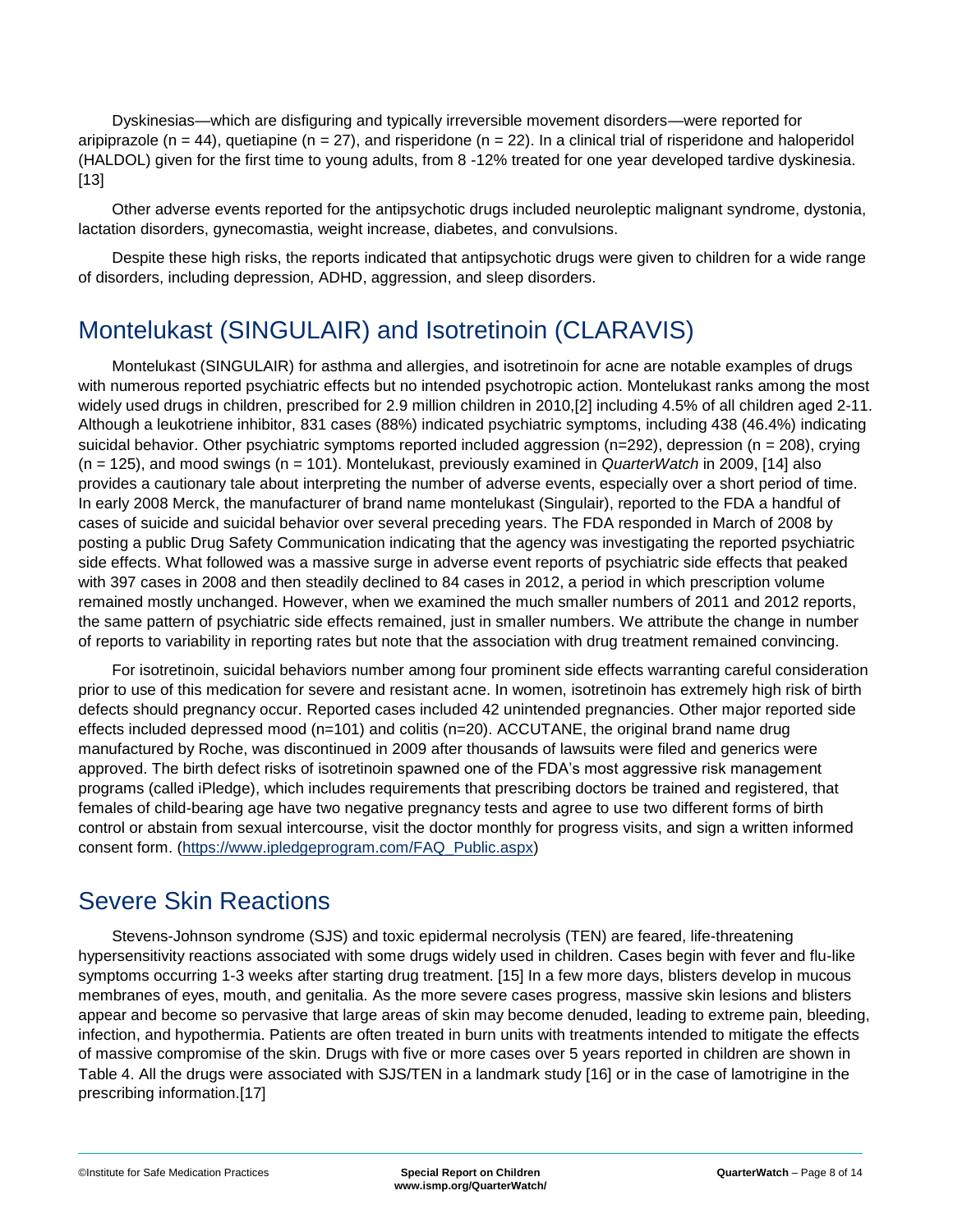Dyskinesias—which are disfiguring and typically irreversible movement disorders—were reported for aripiprazole (n = 44), quetiapine (n = 27), and risperidone (n = 22). In a clinical trial of risperidone and haloperidol (HALDOL) given for the first time to young adults, from 8 -12% treated for one year developed tardive dyskinesia.[13]

Other adverse events reported for the antipsychotic drugs included neuroleptic malignant syndrome, dystonia, lactation disorders, gynecomastia, weight increase, diabetes, and convulsions.

Despite these high risks, the reports indicated that antipsychotic drugs were given to children for a wide range of disorders, including depression, ADHD, aggression, and sleep disorders.

## Montelukast (SINGULAIR) and Isotretinoin (CLARAVIS)

Montelukast (SINGULAIR) for asthma and allergies, and isotretinoin for acne are notable examples of drugs with numerous reported psychiatric effects but no intended psychotropic action. Montelukast ranks among the most widely used drugs in children, prescribed for 2.9 million children in 2010,[2] including 4.5% of all children aged 2-11. Although a leukotriene inhibitor, 831 cases (88%) indicated psychiatric symptoms, including 438 (46.4%) indicating suicidal behavior. Other psychiatric symptoms reported included aggression (n=292), depression (n = 208), crying (n = 125), and mood swings (n = 101). Montelukast, previously examined in *QuarterWatch* in 2009, [14] also provides a cautionary tale about interpreting the number of adverse events, especially over a short period of time. In early 2008 Merck, the manufacturer of brand name montelukast (Singulair), reported to the FDA a handful of cases of suicide and suicidal behavior over several preceding years. The FDA responded in March of 2008 by posting a public Drug Safety Communication indicating that the agency was investigating the reported psychiatric side effects. What followed was a massive surge in adverse event reports of psychiatric side effects that peaked with 397 cases in 2008 and then steadily declined to 84 cases in 2012, a period in which prescription volume remained mostly unchanged. However, when we examined the much smaller numbers of 2011 and 2012 reports, the same pattern of psychiatric side effects remained, just in smaller numbers. We attribute the change in number of reports to variability in reporting rates but note that the association with drug treatment remained convincing.

For isotretinoin, suicidal behaviors number among four prominent side effects warranting careful consideration prior to use of this medication for severe and resistant acne. In women, isotretinoin has extremely high risk of birth defects should pregnancy occur. Reported cases included 42 unintended pregnancies. Other major reported side effects included depressed mood (n=101) and colitis (n=20). ACCUTANE, the original brand name drug manufactured by Roche, was discontinued in 2009 after thousands of lawsuits were filed and generics were approved. The birth defect risks of isotretinoin spawned one of the FDA's most aggressive risk management programs (called iPledge), which includes requirements that prescribing doctors be trained and registered, that females of child-bearing age have two negative pregnancy tests and agree to use two different forms of birth control or abstain from sexual intercourse, visit the doctor monthly for progress visits, and sign a written informed consent form. (https://www.ipledgeprogram.com/FAQ_Public.aspx)

## Severe Skin Reactions

Stevens-Johnson syndrome (SJS) and toxic epidermal necrolysis (TEN) are feared, life-threatening hypersensitivity reactions associated with some drugs widely used in children. Cases begin with fever and flu-like symptoms occurring 1-3 weeks after starting drug treatment. [15] In a few more days, blisters develop in mucous membranes of eyes, mouth, and genitalia. As the more severe cases progress, massive skin lesions and blisters appear and become so pervasive that large areas of skin may become denuded, leading to extreme pain, bleeding, infection, and hypothermia. Patients are often treated in burn units with treatments intended to mitigate the effects of massive compromise of the skin. Drugs with five or more cases over 5 years reported in children are shown in Table 4. All the drugs were associated with SJS/TEN in a landmark study [16] or in the case of lamotrigine in the prescribing information.[17]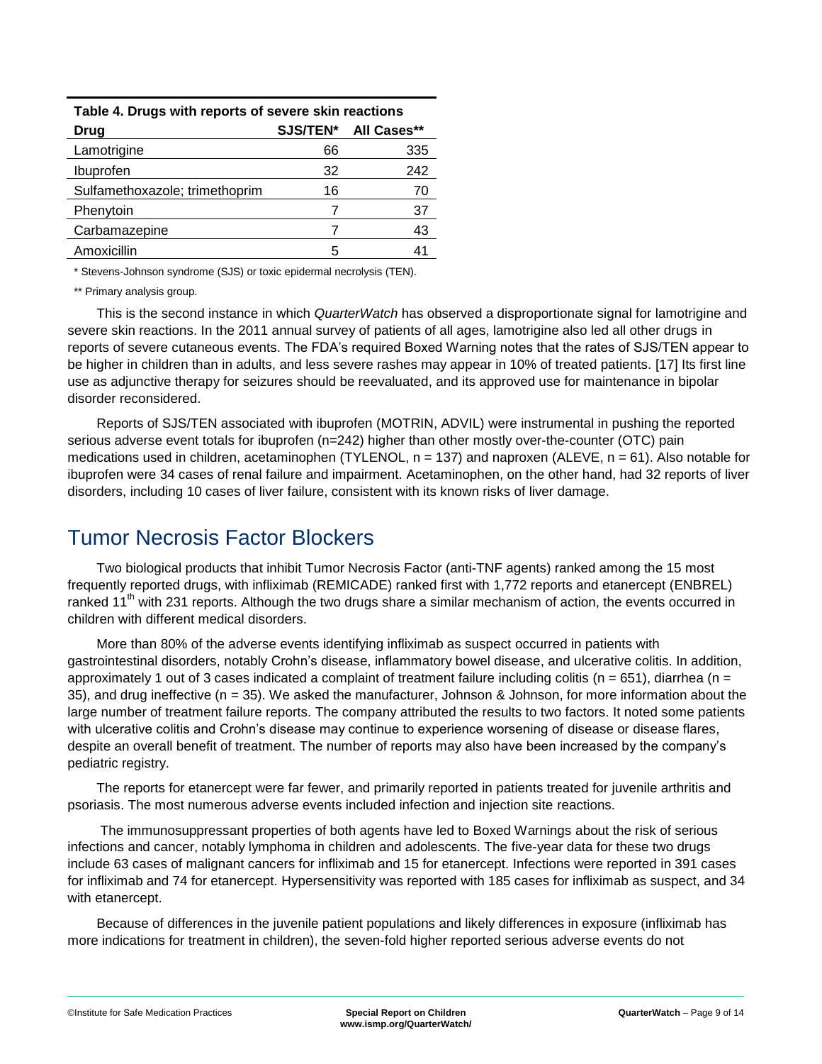**Table 4. Drugs with reports of severe skin reactions**

| Drug | SJS/TEN* | All Cases** |
|---|---|---|
| Lamotrigine | 66 | 335 |
| Ibuprofen | 32 | 242 |
| Sulfamethoxazole; trimethoprim | 16 | 70 |
| Phenytoin | 7 | 37 |
| Carbamazepine | 7 | 43 |
| Amoxicillin | 5 | 41 |

* Stevens-Johnson syndrome (SJS) or toxic epidermal necrolysis (TEN).

** Primary analysis group.

This is the second instance in which *QuarterWatch* has observed a disproportionate signal for lamotrigine and severe skin reactions. In the 2011 annual survey of patients of all ages, lamotrigine also led all other drugs in reports of severe cutaneous events. The FDA's required Boxed Warning notes that the rates of SJS/TEN appear to be higher in children than in adults, and less severe rashes may appear in 10% of treated patients. [17] Its first line use as adjunctive therapy for seizures should be reevaluated, and its approved use for maintenance in bipolar disorder reconsidered.

Reports of SJS/TEN associated with ibuprofen (MOTRIN, ADVIL) were instrumental in pushing the reported serious adverse event totals for ibuprofen (n=242) higher than other mostly over-the-counter (OTC) pain medications used in children, acetaminophen (TYLENOL, n = 137) and naproxen (ALEVE, n = 61). Also notable for ibuprofen were 34 cases of renal failure and impairment. Acetaminophen, on the other hand, had 32 reports of liver disorders, including 10 cases of liver failure, consistent with its known risks of liver damage.

## Tumor Necrosis Factor Blockers

Two biological products that inhibit Tumor Necrosis Factor (anti-TNF agents) ranked among the 15 most frequently reported drugs, with infliximab (REMICADE) ranked first with 1,772 reports and etanercept (ENBREL) ranked 11th with 231 reports. Although the two drugs share a similar mechanism of action, the events occurred in children with different medical disorders.

More than 80% of the adverse events identifying infliximab as suspect occurred in patients with gastrointestinal disorders, notably Crohn's disease, inflammatory bowel disease, and ulcerative colitis. In addition, approximately 1 out of 3 cases indicated a complaint of treatment failure including colitis (n = 651), diarrhea (n = 35), and drug ineffective (n = 35). We asked the manufacturer, Johnson & Johnson, for more information about the large number of treatment failure reports. The company attributed the results to two factors. It noted some patients with ulcerative colitis and Crohn's disease may continue to experience worsening of disease or disease flares, despite an overall benefit of treatment. The number of reports may also have been increased by the company's pediatric registry.

The reports for etanercept were far fewer, and primarily reported in patients treated for juvenile arthritis and psoriasis. The most numerous adverse events included infection and injection site reactions.

The immunosuppressant properties of both agents have led to Boxed Warnings about the risk of serious infections and cancer, notably lymphoma in children and adolescents. The five-year data for these two drugs include 63 cases of malignant cancers for infliximab and 15 for etanercept. Infections were reported in 391 cases for infliximab and 74 for etanercept. Hypersensitivity was reported with 185 cases for infliximab as suspect, and 34 with etanercept.

Because of differences in the juvenile patient populations and likely differences in exposure (infliximab has more indications for treatment in children), the seven-fold higher reported serious adverse events do not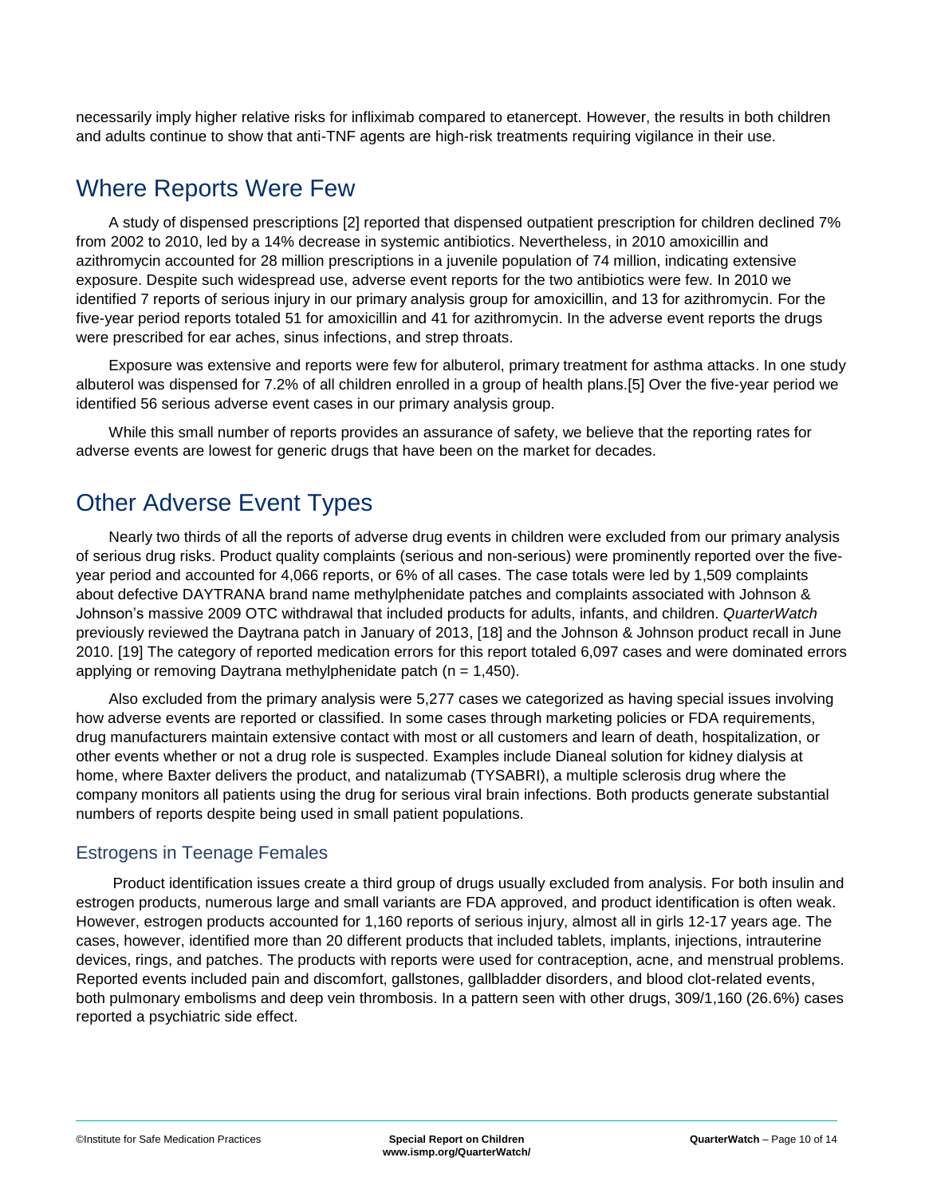necessarily imply higher relative risks for infliximab compared to etanercept. However, the results in both children and adults continue to show that anti-TNF agents are high-risk treatments requiring vigilance in their use.

## Where Reports Were Few

A study of dispensed prescriptions [2] reported that dispensed outpatient prescription for children declined 7% from 2002 to 2010, led by a 14% decrease in systemic antibiotics. Nevertheless, in 2010 amoxicillin and azithromycin accounted for 28 million prescriptions in a juvenile population of 74 million, indicating extensive exposure. Despite such widespread use, adverse event reports for the two antibiotics were few. In 2010 we identified 7 reports of serious injury in our primary analysis group for amoxicillin, and 13 for azithromycin. For the five-year period reports totaled 51 for amoxicillin and 41 for azithromycin. In the adverse event reports the drugs were prescribed for ear aches, sinus infections, and strep throats.

Exposure was extensive and reports were few for albuterol, primary treatment for asthma attacks. In one study albuterol was dispensed for 7.2% of all children enrolled in a group of health plans.[5] Over the five-year period we identified 56 serious adverse event cases in our primary analysis group.

While this small number of reports provides an assurance of safety, we believe that the reporting rates for adverse events are lowest for generic drugs that have been on the market for decades.

## Other Adverse Event Types

Nearly two thirds of all the reports of adverse drug events in children were excluded from our primary analysis of serious drug risks. Product quality complaints (serious and non-serious) were prominently reported over the five-year period and accounted for 4,066 reports, or 6% of all cases. The case totals were led by 1,509 complaints about defective DAYTRANA brand name methylphenidate patches and complaints associated with Johnson & Johnson's massive 2009 OTC withdrawal that included products for adults, infants, and children. *QuarterWatch* previously reviewed the Daytrana patch in January of 2013, [18] and the Johnson & Johnson product recall in June 2010. [19] The category of reported medication errors for this report totaled 6,097 cases and were dominated errors applying or removing Daytrana methylphenidate patch (n = 1,450).

Also excluded from the primary analysis were 5,277 cases we categorized as having special issues involving how adverse events are reported or classified. In some cases through marketing policies or FDA requirements, drug manufacturers maintain extensive contact with most or all customers and learn of death, hospitalization, or other events whether or not a drug role is suspected. Examples include Dianeal solution for kidney dialysis at home, where Baxter delivers the product, and natalizumab (TYSABRI), a multiple sclerosis drug where the company monitors all patients using the drug for serious viral brain infections. Both products generate substantial numbers of reports despite being used in small patient populations.

### Estrogens in Teenage Females

Product identification issues create a third group of drugs usually excluded from analysis. For both insulin and estrogen products, numerous large and small variants are FDA approved, and product identification is often weak. However, estrogen products accounted for 1,160 reports of serious injury, almost all in girls 12-17 years age. The cases, however, identified more than 20 different products that included tablets, implants, injections, intrauterine devices, rings, and patches. The products with reports were used for contraception, acne, and menstrual problems. Reported events included pain and discomfort, gallstones, gallbladder disorders, and blood clot-related events, both pulmonary embolisms and deep vein thrombosis. In a pattern seen with other drugs, 309/1,160 (26.6%) cases reported a psychiatric side effect.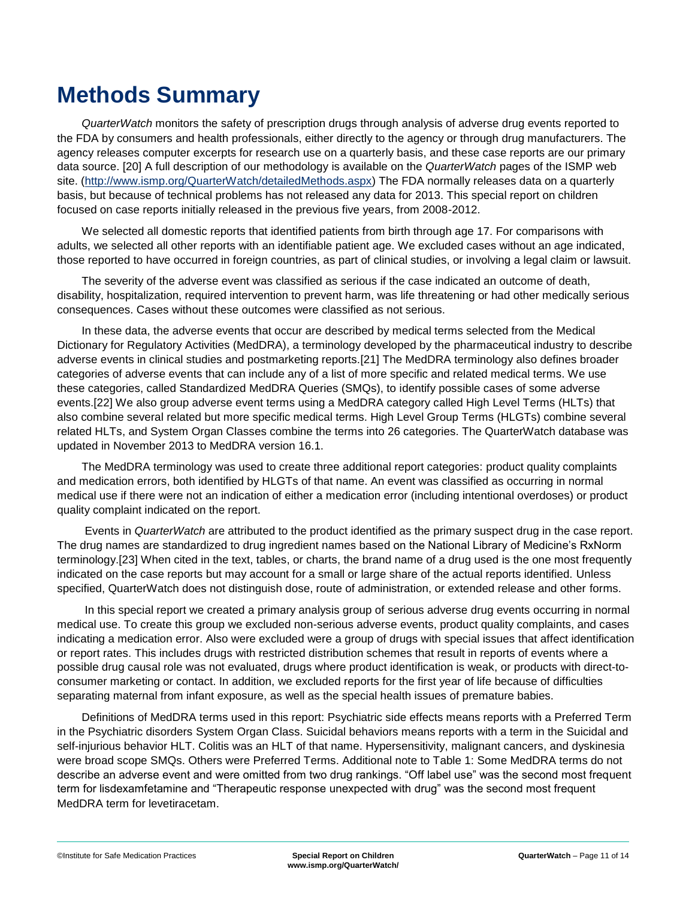# Methods Summary

*QuarterWatch* monitors the safety of prescription drugs through analysis of adverse drug events reported to the FDA by consumers and health professionals, either directly to the agency or through drug manufacturers. The agency releases computer excerpts for research use on a quarterly basis, and these case reports are our primary data source. [20] A full description of our methodology is available on the *QuarterWatch* pages of the ISMP web site. (http://www.ismp.org/QuarterWatch/detailedMethods.aspx) The FDA normally releases data on a quarterly basis, but because of technical problems has not released any data for 2013. This special report on children focused on case reports initially released in the previous five years, from 2008-2012.

We selected all domestic reports that identified patients from birth through age 17. For comparisons with adults, we selected all other reports with an identifiable patient age. We excluded cases without an age indicated, those reported to have occurred in foreign countries, as part of clinical studies, or involving a legal claim or lawsuit.

The severity of the adverse event was classified as serious if the case indicated an outcome of death, disability, hospitalization, required intervention to prevent harm, was life threatening or had other medically serious consequences. Cases without these outcomes were classified as not serious.

In these data, the adverse events that occur are described by medical terms selected from the Medical Dictionary for Regulatory Activities (MedDRA), a terminology developed by the pharmaceutical industry to describe adverse events in clinical studies and postmarketing reports.[21] The MedDRA terminology also defines broader categories of adverse events that can include any of a list of more specific and related medical terms. We use these categories, called Standardized MedDRA Queries (SMQs), to identify possible cases of some adverse events.[22] We also group adverse event terms using a MedDRA category called High Level Terms (HLTs) that also combine several related but more specific medical terms. High Level Group Terms (HLGTs) combine several related HLTs, and System Organ Classes combine the terms into 26 categories. The QuarterWatch database was updated in November 2013 to MedDRA version 16.1.

The MedDRA terminology was used to create three additional report categories: product quality complaints and medication errors, both identified by HLGTs of that name. An event was classified as occurring in normal medical use if there were not an indication of either a medication error (including intentional overdoses) or product quality complaint indicated on the report.

Events in *QuarterWatch* are attributed to the product identified as the primary suspect drug in the case report. The drug names are standardized to drug ingredient names based on the National Library of Medicine's RxNorm terminology.[23] When cited in the text, tables, or charts, the brand name of a drug used is the one most frequently indicated on the case reports but may account for a small or large share of the actual reports identified. Unless specified, QuarterWatch does not distinguish dose, route of administration, or extended release and other forms.

In this special report we created a primary analysis group of serious adverse drug events occurring in normal medical use. To create this group we excluded non-serious adverse events, product quality complaints, and cases indicating a medication error. Also were excluded were a group of drugs with special issues that affect identification or report rates. This includes drugs with restricted distribution schemes that result in reports of events where a possible drug causal role was not evaluated, drugs where product identification is weak, or products with direct-to-consumer marketing or contact. In addition, we excluded reports for the first year of life because of difficulties separating maternal from infant exposure, as well as the special health issues of premature babies.

Definitions of MedDRA terms used in this report: Psychiatric side effects means reports with a Preferred Term in the Psychiatric disorders System Organ Class. Suicidal behaviors means reports with a term in the Suicidal and self-injurious behavior HLT. Colitis was an HLT of that name. Hypersensitivity, malignant cancers, and dyskinesia were broad scope SMQs. Others were Preferred Terms. Additional note to Table 1: Some MedDRA terms do not describe an adverse event and were omitted from two drug rankings. "Off label use" was the second most frequent term for lisdexamfetamine and "Therapeutic response unexpected with drug" was the second most frequent MedDRA term for levetiracetam.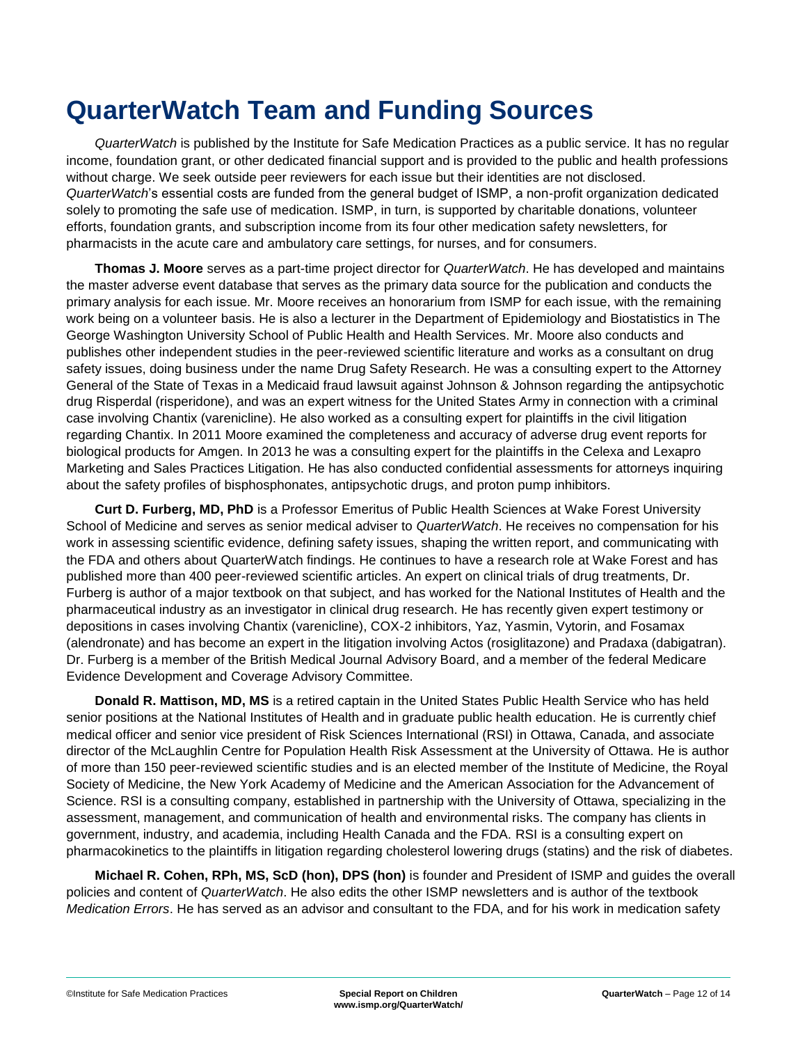# QuarterWatch Team and Funding Sources

*QuarterWatch* is published by the Institute for Safe Medication Practices as a public service. It has no regular income, foundation grant, or other dedicated financial support and is provided to the public and health professions without charge. We seek outside peer reviewers for each issue but their identities are not disclosed. *QuarterWatch*'s essential costs are funded from the general budget of ISMP, a non-profit organization dedicated solely to promoting the safe use of medication. ISMP, in turn, is supported by charitable donations, volunteer efforts, foundation grants, and subscription income from its four other medication safety newsletters, for pharmacists in the acute care and ambulatory care settings, for nurses, and for consumers.

**Thomas J. Moore** serves as a part-time project director for *QuarterWatch*. He has developed and maintains the master adverse event database that serves as the primary data source for the publication and conducts the primary analysis for each issue. Mr. Moore receives an honorarium from ISMP for each issue, with the remaining work being on a volunteer basis. He is also a lecturer in the Department of Epidemiology and Biostatistics in The George Washington University School of Public Health and Health Services. Mr. Moore also conducts and publishes other independent studies in the peer-reviewed scientific literature and works as a consultant on drug safety issues, doing business under the name Drug Safety Research. He was a consulting expert to the Attorney General of the State of Texas in a Medicaid fraud lawsuit against Johnson & Johnson regarding the antipsychotic drug Risperdal (risperidone), and was an expert witness for the United States Army in connection with a criminal case involving Chantix (varenicline). He also worked as a consulting expert for plaintiffs in the civil litigation regarding Chantix. In 2011 Moore examined the completeness and accuracy of adverse drug event reports for biological products for Amgen. In 2013 he was a consulting expert for the plaintiffs in the Celexa and Lexapro Marketing and Sales Practices Litigation. He has also conducted confidential assessments for attorneys inquiring about the safety profiles of bisphosphonates, antipsychotic drugs, and proton pump inhibitors.

**Curt D. Furberg, MD, PhD** is a Professor Emeritus of Public Health Sciences at Wake Forest University School of Medicine and serves as senior medical adviser to *QuarterWatch*. He receives no compensation for his work in assessing scientific evidence, defining safety issues, shaping the written report, and communicating with the FDA and others about QuarterWatch findings. He continues to have a research role at Wake Forest and has published more than 400 peer-reviewed scientific articles. An expert on clinical trials of drug treatments, Dr. Furberg is author of a major textbook on that subject, and has worked for the National Institutes of Health and the pharmaceutical industry as an investigator in clinical drug research. He has recently given expert testimony or depositions in cases involving Chantix (varenicline), COX-2 inhibitors, Yaz, Yasmin, Vytorin, and Fosamax (alendronate) and has become an expert in the litigation involving Actos (rosiglitazone) and Pradaxa (dabigatran). Dr. Furberg is a member of the British Medical Journal Advisory Board, and a member of the federal Medicare Evidence Development and Coverage Advisory Committee.

**Donald R. Mattison, MD, MS** is a retired captain in the United States Public Health Service who has held senior positions at the National Institutes of Health and in graduate public health education. He is currently chief medical officer and senior vice president of Risk Sciences International (RSI) in Ottawa, Canada, and associate director of the McLaughlin Centre for Population Health Risk Assessment at the University of Ottawa. He is author of more than 150 peer-reviewed scientific studies and is an elected member of the Institute of Medicine, the Royal Society of Medicine, the New York Academy of Medicine and the American Association for the Advancement of Science. RSI is a consulting company, established in partnership with the University of Ottawa, specializing in the assessment, management, and communication of health and environmental risks. The company has clients in government, industry, and academia, including Health Canada and the FDA. RSI is a consulting expert on pharmacokinetics to the plaintiffs in litigation regarding cholesterol lowering drugs (statins) and the risk of diabetes.

**Michael R. Cohen, RPh, MS, ScD (hon), DPS (hon)** is founder and President of ISMP and guides the overall policies and content of *QuarterWatch*. He also edits the other ISMP newsletters and is author of the textbook *Medication Errors*. He has served as an advisor and consultant to the FDA, and for his work in medication safety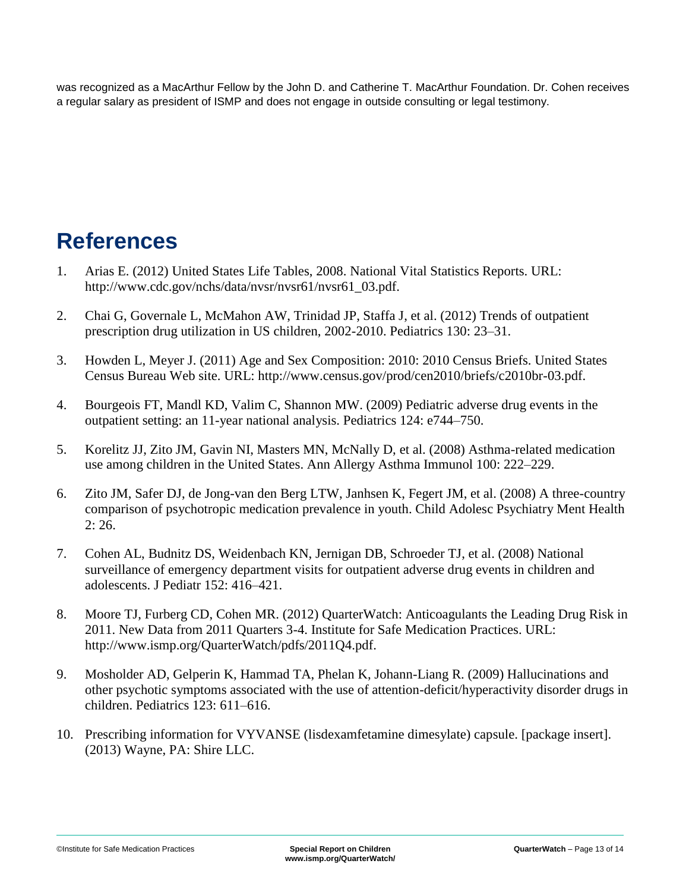was recognized as a MacArthur Fellow by the John D. and Catherine T. MacArthur Foundation. Dr. Cohen receives a regular salary as president of ISMP and does not engage in outside consulting or legal testimony.

# References

1. Arias E. (2012) United States Life Tables, 2008. National Vital Statistics Reports. URL: http://www.cdc.gov/nchs/data/nvsr/nvsr61/nvsr61_03.pdf.
2. Chai G, Governale L, McMahon AW, Trinidad JP, Staffa J, et al. (2012) Trends of outpatient prescription drug utilization in US children, 2002-2010. Pediatrics 130: 23–31.
3. Howden L, Meyer J. (2011) Age and Sex Composition: 2010: 2010 Census Briefs. United States Census Bureau Web site. URL: http://www.census.gov/prod/cen2010/briefs/c2010br-03.pdf.
4. Bourgeois FT, Mandl KD, Valim C, Shannon MW. (2009) Pediatric adverse drug events in the outpatient setting: an 11-year national analysis. Pediatrics 124: e744–750.
5. Korelitz JJ, Zito JM, Gavin NI, Masters MN, McNally D, et al. (2008) Asthma-related medication use among children in the United States. Ann Allergy Asthma Immunol 100: 222–229.
6. Zito JM, Safer DJ, de Jong-van den Berg LTW, Janhsen K, Fegert JM, et al. (2008) A three-country comparison of psychotropic medication prevalence in youth. Child Adolesc Psychiatry Ment Health 2: 26.
7. Cohen AL, Budnitz DS, Weidenbach KN, Jernigan DB, Schroeder TJ, et al. (2008) National surveillance of emergency department visits for outpatient adverse drug events in children and adolescents. J Pediatr 152: 416–421.
8. Moore TJ, Furberg CD, Cohen MR. (2012) QuarterWatch: Anticoagulants the Leading Drug Risk in 2011. New Data from 2011 Quarters 3-4. Institute for Safe Medication Practices. URL: http://www.ismp.org/QuarterWatch/pdfs/2011Q4.pdf.
9. Mosholder AD, Gelperin K, Hammad TA, Phelan K, Johann-Liang R. (2009) Hallucinations and other psychotic symptoms associated with the use of attention-deficit/hyperactivity disorder drugs in children. Pediatrics 123: 611–616.
10. Prescribing information for VYVANSE (lisdexamfetamine dimesylate) capsule. [package insert]. (2013) Wayne, PA: Shire LLC.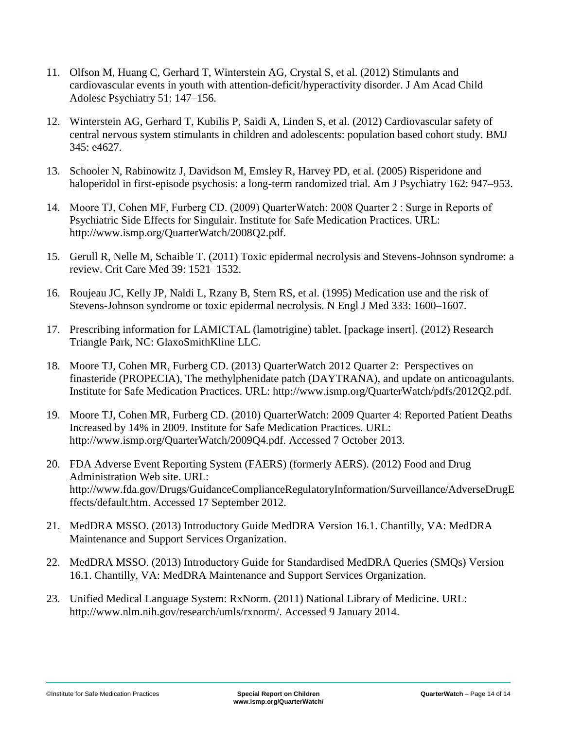11. Olfson M, Huang C, Gerhard T, Winterstein AG, Crystal S, et al. (2012) Stimulants and cardiovascular events in youth with attention-deficit/hyperactivity disorder. J Am Acad Child Adolesc Psychiatry 51: 147–156.

12. Winterstein AG, Gerhard T, Kubilis P, Saidi A, Linden S, et al. (2012) Cardiovascular safety of central nervous system stimulants in children and adolescents: population based cohort study. BMJ 345: e4627.

13. Schooler N, Rabinowitz J, Davidson M, Emsley R, Harvey PD, et al. (2005) Risperidone and haloperidol in first-episode psychosis: a long-term randomized trial. Am J Psychiatry 162: 947–953.

14. Moore TJ, Cohen MF, Furberg CD. (2009) QuarterWatch: 2008 Quarter 2 : Surge in Reports of Psychiatric Side Effects for Singulair. Institute for Safe Medication Practices. URL: http://www.ismp.org/QuarterWatch/2008Q2.pdf.

15. Gerull R, Nelle M, Schaible T. (2011) Toxic epidermal necrolysis and Stevens-Johnson syndrome: a review. Crit Care Med 39: 1521–1532.

16. Roujeau JC, Kelly JP, Naldi L, Rzany B, Stern RS, et al. (1995) Medication use and the risk of Stevens-Johnson syndrome or toxic epidermal necrolysis. N Engl J Med 333: 1600–1607.

17. Prescribing information for LAMICTAL (lamotrigine) tablet. [package insert]. (2012) Research Triangle Park, NC: GlaxoSmithKline LLC.

18. Moore TJ, Cohen MR, Furberg CD. (2013) QuarterWatch 2012 Quarter 2: Perspectives on finasteride (PROPECIA), The methylphenidate patch (DAYTRANA), and update on anticoagulants. Institute for Safe Medication Practices. URL: http://www.ismp.org/QuarterWatch/pdfs/2012Q2.pdf.

19. Moore TJ, Cohen MR, Furberg CD. (2010) QuarterWatch: 2009 Quarter 4: Reported Patient Deaths Increased by 14% in 2009. Institute for Safe Medication Practices. URL: http://www.ismp.org/QuarterWatch/2009Q4.pdf. Accessed 7 October 2013.

20. FDA Adverse Event Reporting System (FAERS) (formerly AERS). (2012) Food and Drug Administration Web site. URL: http://www.fda.gov/Drugs/GuidanceComplianceRegulatoryInformation/Surveillance/AdverseDrugEffects/default.htm. Accessed 17 September 2012.

21. MedDRA MSSO. (2013) Introductory Guide MedDRA Version 16.1. Chantilly, VA: MedDRA Maintenance and Support Services Organization.

22. MedDRA MSSO. (2013) Introductory Guide for Standardised MedDRA Queries (SMQs) Version 16.1. Chantilly, VA: MedDRA Maintenance and Support Services Organization.

23. Unified Medical Language System: RxNorm. (2011) National Library of Medicine. URL: http://www.nlm.nih.gov/research/umls/rxnorm/. Accessed 9 January 2014.